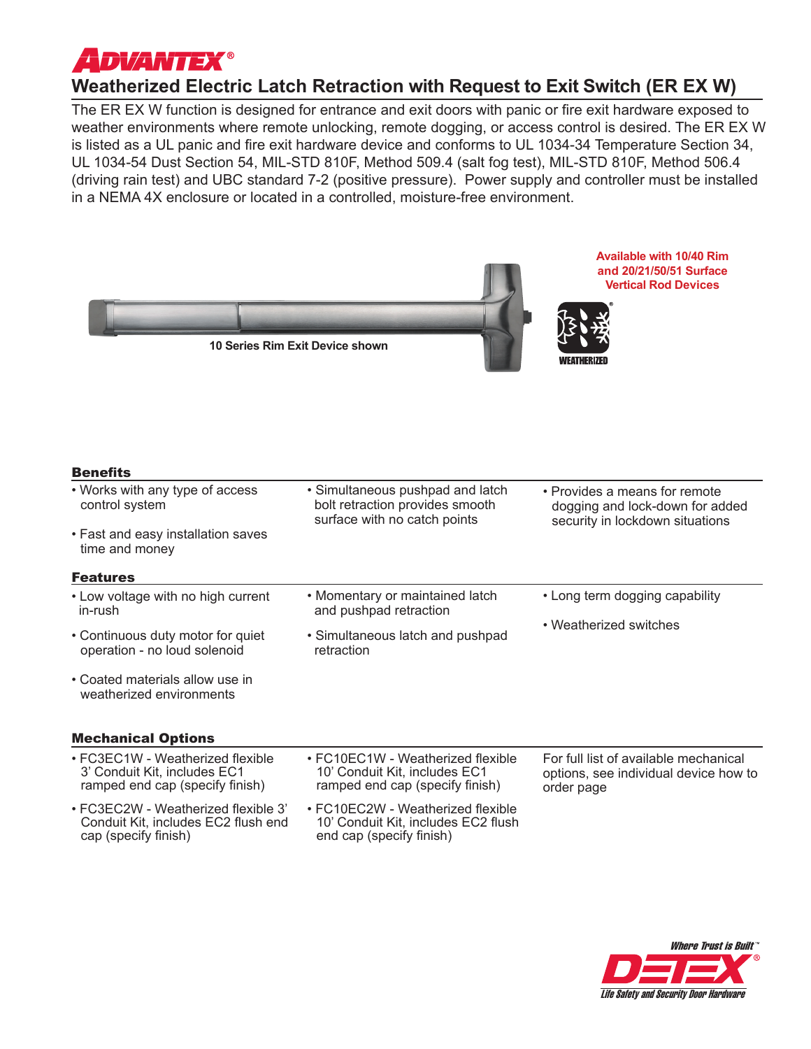# ADVANTEX®

## Weatherized Electric Latch Retraction with Request to Exit Switch (ER EX W)

The ER EX W function is designed for entrance and exit doors with panic or fire exit hardware exposed to weather environments where remote unlocking, remote dogging, or access control is desired. The ER EX W is listed as a UL panic and fire exit hardware device and conforms to UL 1034-34 Temperature Section 34, UL 1034-54 Dust Section 54, MIL-STD 810F, Method 509.4 (salt fog test), MIL-STD 810F, Method 506.4 (driving rain test) and UBC standard 7-2 (positive pressure). Power supply and controller must be installed in a NEMA 4X enclosure or located in a controlled, moisture-free environment.

10 Series Rim Exit Device shown

**Available with 10/40 Rim and 20/21/50/51 Surface Vertical Rod Devices**

WEATHERIZED

### Benefits

- Works with any type of access control system
- Fast and easy installation saves time and money
- Simultaneous pushpad and latch bolt retraction provides smooth surface with no catch points
- Provides a means for remote dogging and lock-down for added security in lockdown situations

### Features

- Low voltage with no high current in-rush
- Continuous duty motor for quiet operation - no loud solenoid
- Coated materials allow use in weatherized environments
- Momentary or maintained latch and pushpad retraction
- Simultaneous latch and pushpad retraction
- Long term dogging capability
- Weatherized switches

### Mechanical Options

- FC3EC1W - Weatherized flexible 3' Conduit Kit, includes EC1 ramped end cap (specify finish)
- FC3EC2W - Weatherized flexible 3' Conduit Kit, includes EC2 flush end cap (specify finish)
- FC10EC1W - Weatherized flexible 10' Conduit Kit, includes EC1 ramped end cap (specify finish)
- FC10EC2W - Weatherized flexible 10' Conduit Kit, includes EC2 flush end cap (specify finish)

For full list of available mechanical options, see individual device how to order page

*Where Trust is Built™*

DETEX®

*Life Safety and Security Door Hardware*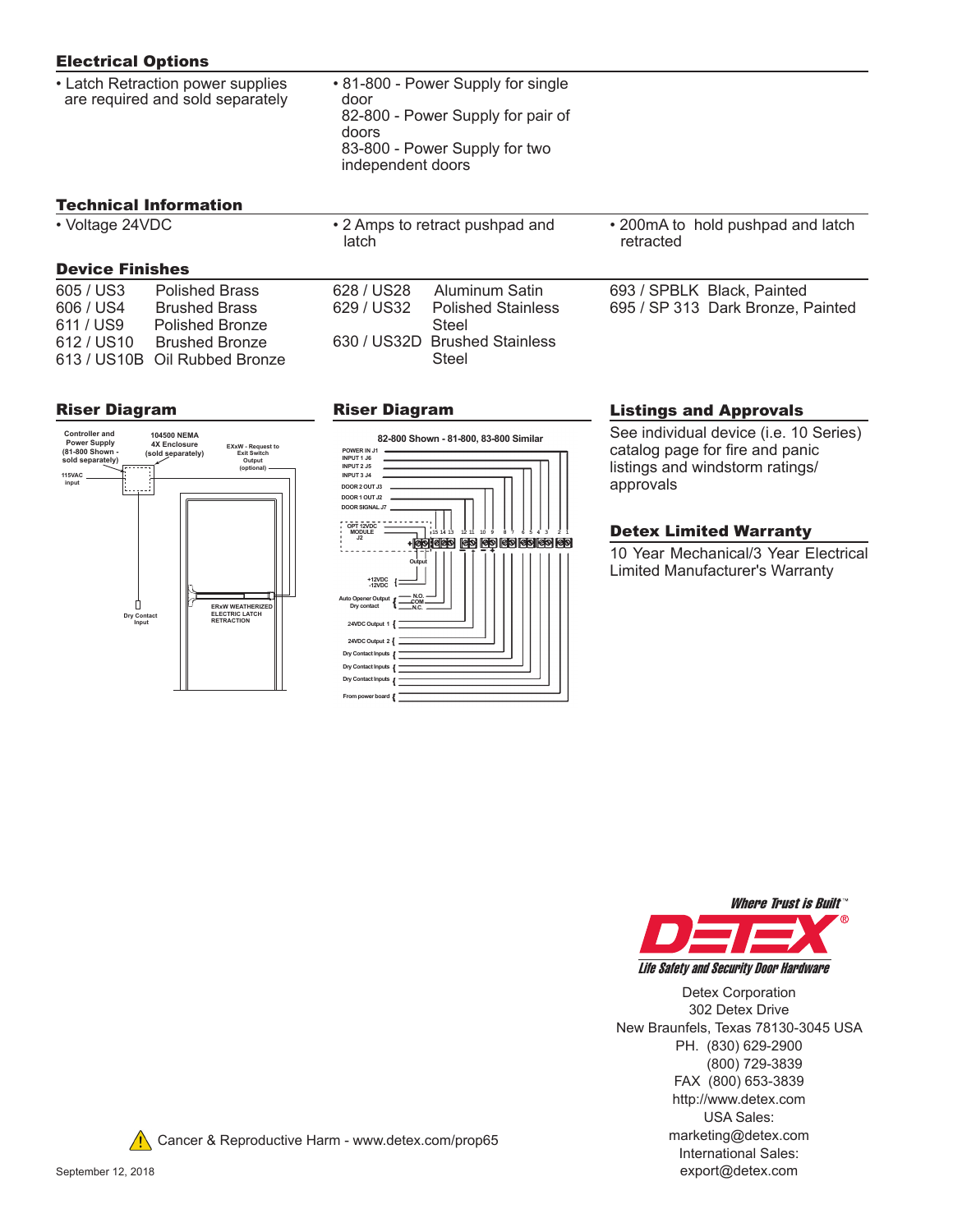## Electrical Options

- Latch Retraction power supplies are required and sold separately
- 81-800 - Power Supply for single door
  82-800 - Power Supply for pair of doors
  83-800 - Power Supply for two independent doors

## Technical Information

- Voltage 24VDC
- 2 Amps to retract pushpad and latch
- 200mA to hold pushpad and latch retracted

## Device Finishes

| | | | | | |
|---|---|---|---|---|---|
| 605 / US3 | Polished Brass | 628 / US28 | Aluminum Satin | 693 / SPBLK | Black, Painted |
| 606 / US4 | Brushed Brass | 629 / US32 | Polished Stainless Steel | 695 / SP 313 | Dark Bronze, Painted |
| 611 / US9 | Polished Bronze | 630 / US32D | Brushed Stainless Steel | | |
| 612 / US10 | Brushed Bronze | | | | |
| 613 / US10B | Oil Rubbed Bronze | | | | |

## Riser Diagram

Controller and Power Supply (81-800 Shown - sold separately)

104500 NEMA 4X Enclosure (sold separately)

EXxW - Request to Exit Switch Output (optional)

115VAC input

Dry Contact Input

ERxW WEATHERIZED ELECTRIC LATCH RETRACTION

## Riser Diagram

82-800 Shown - 81-800, 83-800 Similar

POWER IN J1
INPUT 1 J6
INPUT 2 J5
INPUT 3 J4
DOOR 2 OUT J3
DOOR 1 OUT J2
DOOR SIGNAL J7

OPT 12VDC MODULE J2

15 14 13 12 11 10 9 8 7 6 5 4 3 2 1

Output

+12VDC
-12VDC

Auto Opener Output Dry contact

N.O.
COM
N.C.

24VDC Output 1

24VDC Output 2

Dry Contact Inputs

Dry Contact Inputs

Dry Contact Inputs

From power board

## Listings and Approvals

See individual device (i.e. 10 Series) catalog page for fire and panic listings and windstorm ratings/ approvals

## Detex Limited Warranty

10 Year Mechanical/3 Year Electrical Limited Manufacturer's Warranty

Where Trust is Built™

DETEX®

Life Safety and Security Door Hardware

Detex Corporation
302 Detex Drive
New Braunfels, Texas 78130-3045 USA
PH. (830) 629-2900
(800) 729-3839
FAX (800) 653-3839
http://www.detex.com
USA Sales:
marketing@detex.com
International Sales:
export@detex.com

Cancer & Reproductive Harm - www.detex.com/prop65

September 12, 2018